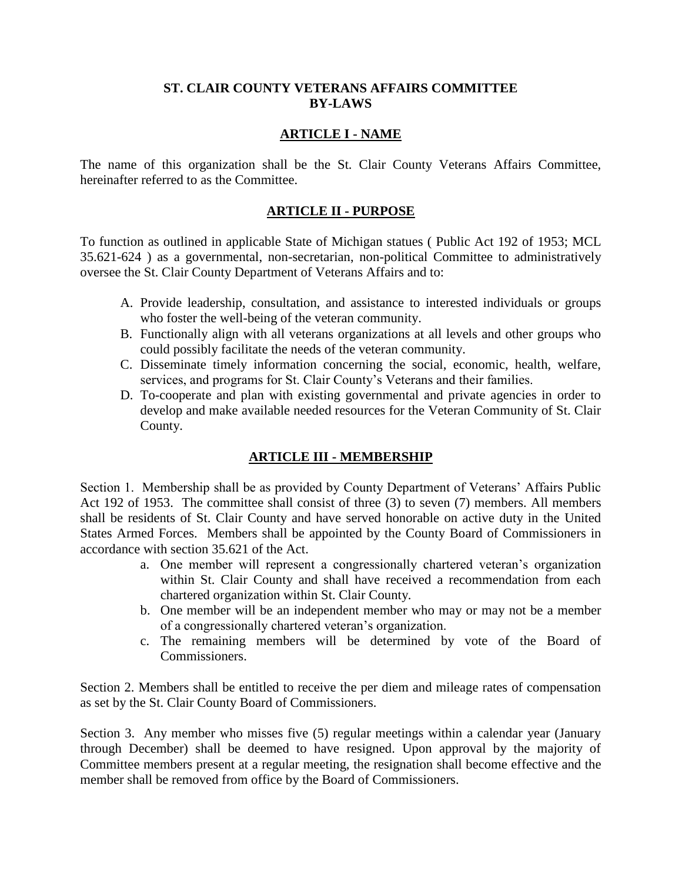# ST. CLAIR COUNTY VETERANS AFFAIRS COMMITTEE BY-LAWS

## ARTICLE I - NAME

The name of this organization shall be the St. Clair County Veterans Affairs Committee, hereinafter referred to as the Committee.

## ARTICLE II - PURPOSE

To function as outlined in applicable State of Michigan statues ( Public Act 192 of 1953; MCL 35.621-624 ) as a governmental, non-secretarian, non-political Committee to administratively oversee the St. Clair County Department of Veterans Affairs and to:

A. Provide leadership, consultation, and assistance to interested individuals or groups who foster the well-being of the veteran community.
B. Functionally align with all veterans organizations at all levels and other groups who could possibly facilitate the needs of the veteran community.
C. Disseminate timely information concerning the social, economic, health, welfare, services, and programs for St. Clair County's Veterans and their families.
D. To-cooperate and plan with existing governmental and private agencies in order to develop and make available needed resources for the Veteran Community of St. Clair County.

## ARTICLE III - MEMBERSHIP

Section 1. Membership shall be as provided by County Department of Veterans' Affairs Public Act 192 of 1953. The committee shall consist of three (3) to seven (7) members. All members shall be residents of St. Clair County and have served honorable on active duty in the United States Armed Forces. Members shall be appointed by the County Board of Commissioners in accordance with section 35.621 of the Act.

a. One member will represent a congressionally chartered veteran's organization within St. Clair County and shall have received a recommendation from each chartered organization within St. Clair County.
b. One member will be an independent member who may or may not be a member of a congressionally chartered veteran's organization.
c. The remaining members will be determined by vote of the Board of Commissioners.

Section 2. Members shall be entitled to receive the per diem and mileage rates of compensation as set by the St. Clair County Board of Commissioners.

Section 3. Any member who misses five (5) regular meetings within a calendar year (January through December) shall be deemed to have resigned. Upon approval by the majority of Committee members present at a regular meeting, the resignation shall become effective and the member shall be removed from office by the Board of Commissioners.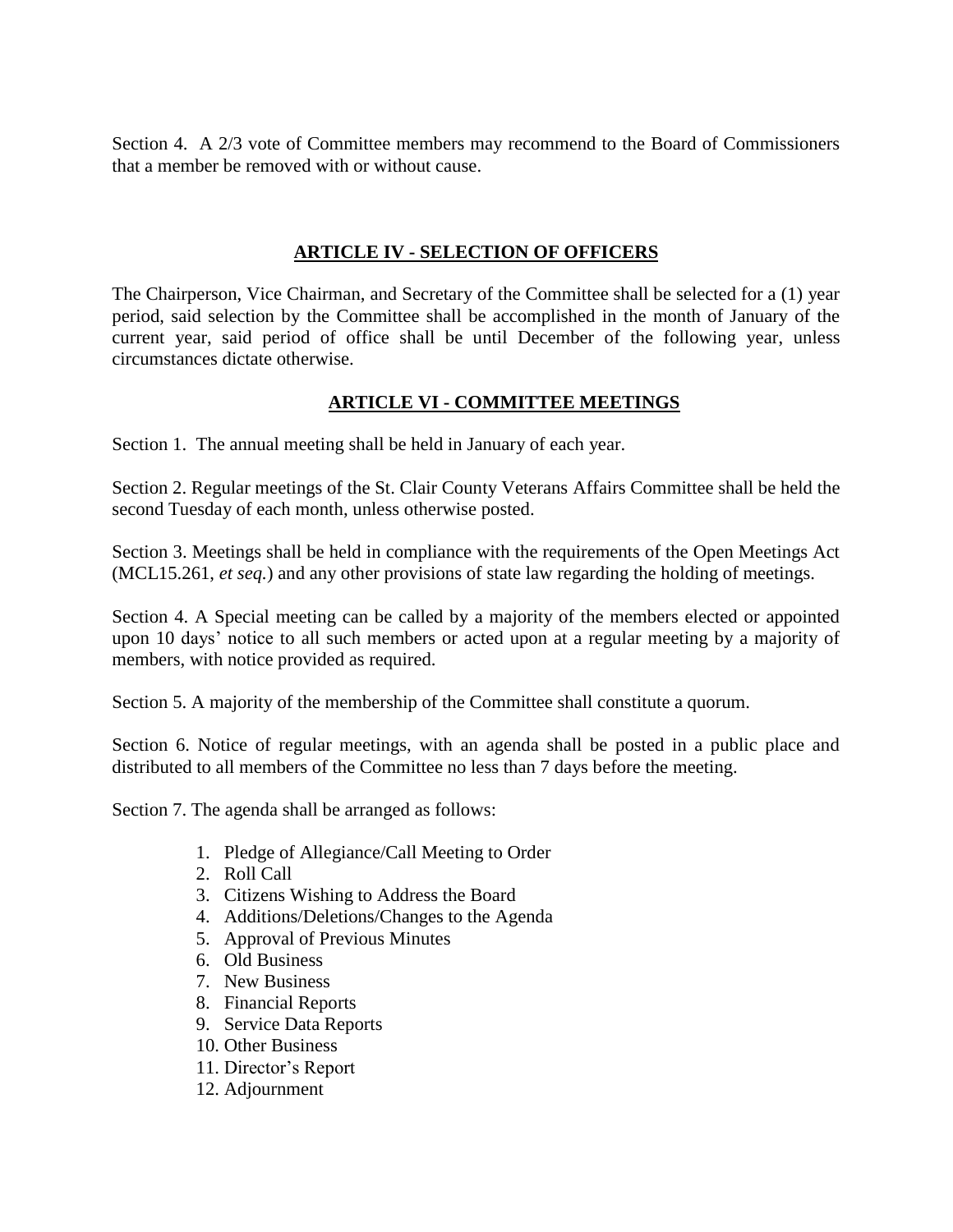Section 4. A 2/3 vote of Committee members may recommend to the Board of Commissioners that a member be removed with or without cause.

## ARTICLE IV - SELECTION OF OFFICERS

The Chairperson, Vice Chairman, and Secretary of the Committee shall be selected for a (1) year period, said selection by the Committee shall be accomplished in the month of January of the current year, said period of office shall be until December of the following year, unless circumstances dictate otherwise.

## ARTICLE VI - COMMITTEE MEETINGS

Section 1. The annual meeting shall be held in January of each year.

Section 2. Regular meetings of the St. Clair County Veterans Affairs Committee shall be held the second Tuesday of each month, unless otherwise posted.

Section 3. Meetings shall be held in compliance with the requirements of the Open Meetings Act (MCL15.261, *et seq.*) and any other provisions of state law regarding the holding of meetings.

Section 4. A Special meeting can be called by a majority of the members elected or appointed upon 10 days' notice to all such members or acted upon at a regular meeting by a majority of members, with notice provided as required.

Section 5. A majority of the membership of the Committee shall constitute a quorum.

Section 6. Notice of regular meetings, with an agenda shall be posted in a public place and distributed to all members of the Committee no less than 7 days before the meeting.

Section 7. The agenda shall be arranged as follows:

1. Pledge of Allegiance/Call Meeting to Order
2. Roll Call
3. Citizens Wishing to Address the Board
4. Additions/Deletions/Changes to the Agenda
5. Approval of Previous Minutes
6. Old Business
7. New Business
8. Financial Reports
9. Service Data Reports
10. Other Business
11. Director's Report
12. Adjournment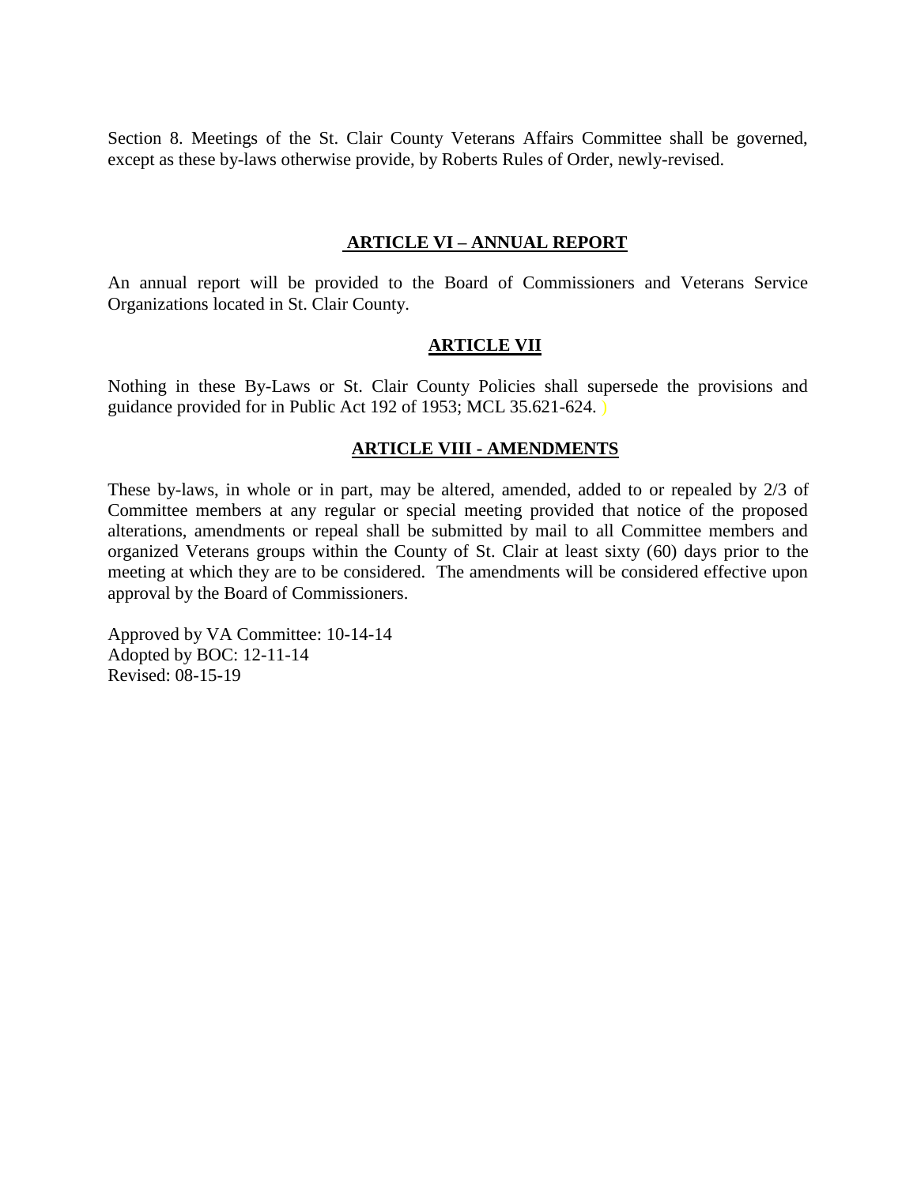Section 8. Meetings of the St. Clair County Veterans Affairs Committee shall be governed, except as these by-laws otherwise provide, by Roberts Rules of Order, newly-revised.

## ARTICLE VI – ANNUAL REPORT

An annual report will be provided to the Board of Commissioners and Veterans Service Organizations located in St. Clair County.

## ARTICLE VII

Nothing in these By-Laws or St. Clair County Policies shall supersede the provisions and guidance provided for in Public Act 192 of 1953; MCL 35.621-624. )

## ARTICLE VIII - AMENDMENTS

These by-laws, in whole or in part, may be altered, amended, added to or repealed by 2/3 of Committee members at any regular or special meeting provided that notice of the proposed alterations, amendments or repeal shall be submitted by mail to all Committee members and organized Veterans groups within the County of St. Clair at least sixty (60) days prior to the meeting at which they are to be considered. The amendments will be considered effective upon approval by the Board of Commissioners.

Approved by VA Committee: 10-14-14
Adopted by BOC: 12-11-14
Revised: 08-15-19